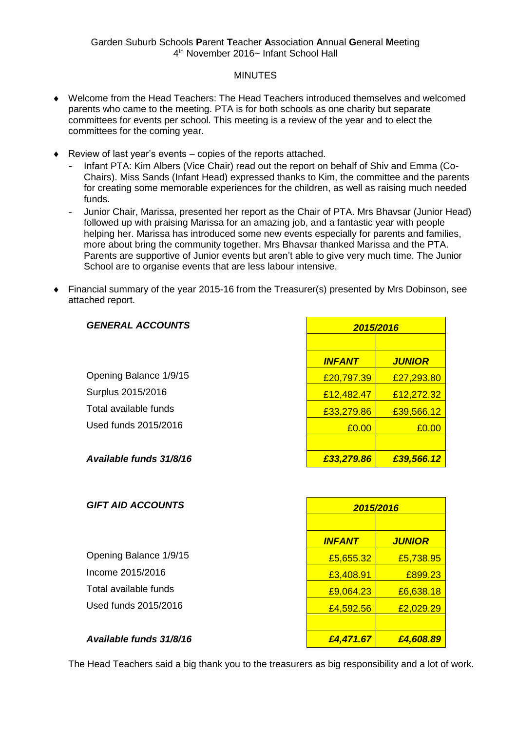Garden Suburb Schools **P**arent **T**eacher **A**ssociation **A**nnual **G**eneral **M**eeting
4th November 2016~ Infant School Hall

MINUTES

- Welcome from the Head Teachers: The Head Teachers introduced themselves and welcomed parents who came to the meeting. PTA is for both schools as one charity but separate committees for events per school. This meeting is a review of the year and to elect the committees for the coming year.

- Review of last year's events – copies of the reports attached.
  - Infant PTA: Kim Albers (Vice Chair) read out the report on behalf of Shiv and Emma (Co-Chairs). Miss Sands (Infant Head) expressed thanks to Kim, the committee and the parents for creating some memorable experiences for the children, as well as raising much needed funds.
  - Junior Chair, Marissa, presented her report as the Chair of PTA. Mrs Bhavsar (Junior Head) followed up with praising Marissa for an amazing job, and a fantastic year with people helping her. Marissa has introduced some new events especially for parents and families, more about bring the community together. Mrs Bhavsar thanked Marissa and the PTA. Parents are supportive of Junior events but aren't able to give very much time. The Junior School are to organise events that are less labour intensive.

- Financial summary of the year 2015-16 from the Treasurer(s) presented by Mrs Dobinson, see attached report.

| ***GENERAL ACCOUNTS*** | ***2015/2016*** | |
|---|---|---|
| | ***INFANT*** | ***JUNIOR*** |
| Opening Balance 1/9/15 | £20,797.39 | £27,293.80 |
| Surplus 2015/2016 | £12,482.47 | £12,272.32 |
| Total available funds | £33,279.86 | £39,566.12 |
| Used funds 2015/2016 | £0.00 | £0.00 |
| ***Available funds 31/8/16*** | ***£33,279.86*** | ***£39,566.12*** |

| ***GIFT AID ACCOUNTS*** | ***2015/2016*** | |
|---|---|---|
| | ***INFANT*** | ***JUNIOR*** |
| Opening Balance 1/9/15 | £5,655.32 | £5,738.95 |
| Income 2015/2016 | £3,408.91 | £899.23 |
| Total available funds | £9,064.23 | £6,638.18 |
| Used funds 2015/2016 | £4,592.56 | £2,029.29 |
| ***Available funds 31/8/16*** | ***£4,471.67*** | ***£4,608.89*** |

The Head Teachers said a big thank you to the treasurers as big responsibility and a lot of work.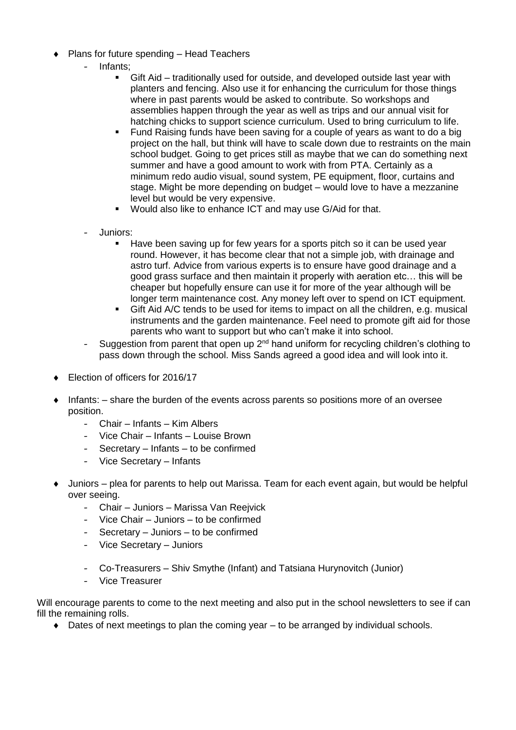- Plans for future spending – Head Teachers
  - Infants;
    - Gift Aid – traditionally used for outside, and developed outside last year with planters and fencing. Also use it for enhancing the curriculum for those things where in past parents would be asked to contribute. So workshops and assemblies happen through the year as well as trips and our annual visit for hatching chicks to support science curriculum. Used to bring curriculum to life.
    - Fund Raising funds have been saving for a couple of years as want to do a big project on the hall, but think will have to scale down due to restraints on the main school budget. Going to get prices still as maybe that we can do something next summer and have a good amount to work with from PTA. Certainly as a minimum redo audio visual, sound system, PE equipment, floor, curtains and stage. Might be more depending on budget – would love to have a mezzanine level but would be very expensive.
    - Would also like to enhance ICT and may use G/Aid for that.
  - Juniors:
    - Have been saving up for few years for a sports pitch so it can be used year round. However, it has become clear that not a simple job, with drainage and astro turf. Advice from various experts is to ensure have good drainage and a good grass surface and then maintain it properly with aeration etc… this will be cheaper but hopefully ensure can use it for more of the year although will be longer term maintenance cost. Any money left over to spend on ICT equipment.
    - Gift Aid A/C tends to be used for items to impact on all the children, e.g. musical instruments and the garden maintenance. Feel need to promote gift aid for those parents who want to support but who can't make it into school.
  - Suggestion from parent that open up 2nd hand uniform for recycling children's clothing to pass down through the school. Miss Sands agreed a good idea and will look into it.

- Election of officers for 2016/17

- Infants: – share the burden of the events across parents so positions more of an oversee position.
  - Chair – Infants – Kim Albers
  - Vice Chair – Infants – Louise Brown
  - Secretary – Infants – to be confirmed
  - Vice Secretary – Infants

- Juniors – plea for parents to help out Marissa. Team for each event again, but would be helpful over seeing.
  - Chair – Juniors – Marissa Van Reejvick
  - Vice Chair – Juniors – to be confirmed
  - Secretary – Juniors – to be confirmed
  - Vice Secretary – Juniors

  - Co-Treasurers – Shiv Smythe (Infant) and Tatsiana Hurynovitch (Junior)
  - Vice Treasurer

Will encourage parents to come to the next meeting and also put in the school newsletters to see if can fill the remaining rolls.

- Dates of next meetings to plan the coming year – to be arranged by individual schools.